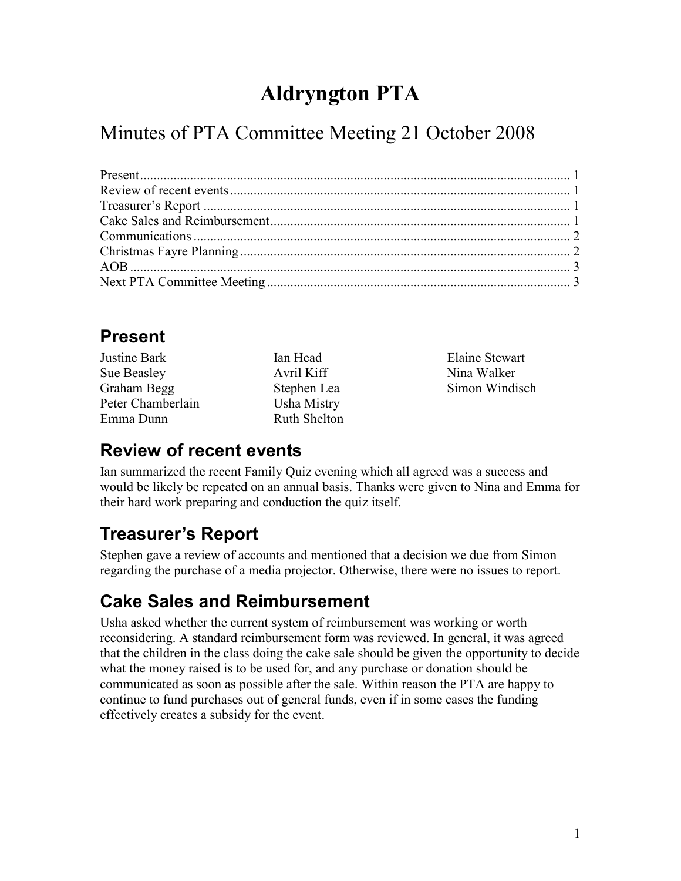# Aldryngton PTA

## Minutes of PTA Committee Meeting 21 October 2008

Present ............................................................ 1
Review of recent events ............................................................ 1
Treasurer's Report ............................................................ 1
Cake Sales and Reimbursement ............................................................ 1
Communications ............................................................ 2
Christmas Fayre Planning ............................................................ 2
AOB ............................................................ 3
Next PTA Committee Meeting ............................................................ 3

## Present

Justine Bark
Sue Beasley
Graham Begg
Peter Chamberlain
Emma Dunn
Ian Head
Avril Kiff
Stephen Lea
Usha Mistry
Ruth Shelton
Elaine Stewart
Nina Walker
Simon Windisch

## Review of recent events

Ian summarized the recent Family Quiz evening which all agreed was a success and would be likely be repeated on an annual basis. Thanks were given to Nina and Emma for their hard work preparing and conduction the quiz itself.

## Treasurer's Report

Stephen gave a review of accounts and mentioned that a decision we due from Simon regarding the purchase of a media projector. Otherwise, there were no issues to report.

## Cake Sales and Reimbursement

Usha asked whether the current system of reimbursement was working or worth reconsidering. A standard reimbursement form was reviewed. In general, it was agreed that the children in the class doing the cake sale should be given the opportunity to decide what the money raised is to be used for, and any purchase or donation should be communicated as soon as possible after the sale. Within reason the PTA are happy to continue to fund purchases out of general funds, even if in some cases the funding effectively creates a subsidy for the event.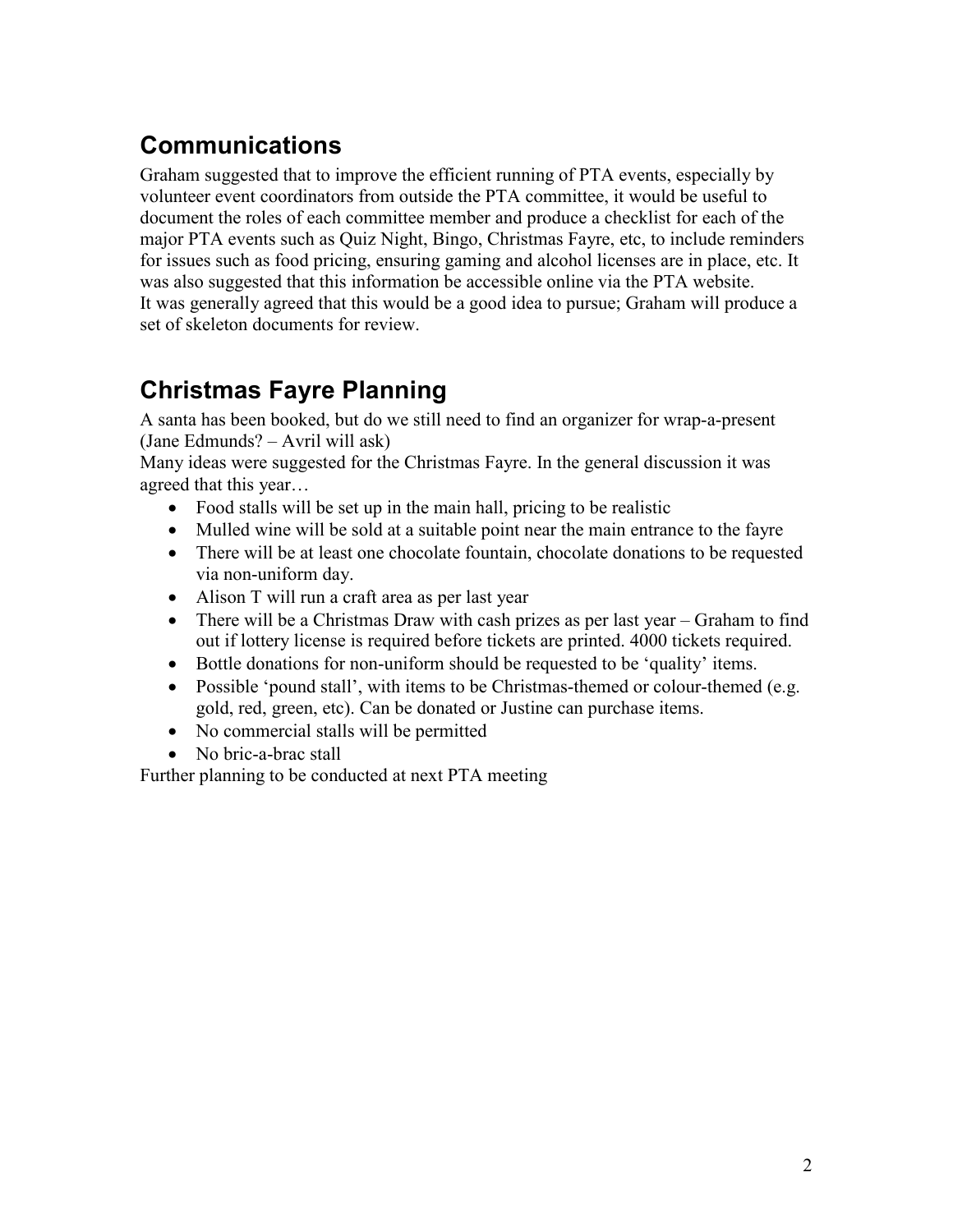## Communications

Graham suggested that to improve the efficient running of PTA events, especially by volunteer event coordinators from outside the PTA committee, it would be useful to document the roles of each committee member and produce a checklist for each of the major PTA events such as Quiz Night, Bingo, Christmas Fayre, etc, to include reminders for issues such as food pricing, ensuring gaming and alcohol licenses are in place, etc. It was also suggested that this information be accessible online via the PTA website.
It was generally agreed that this would be a good idea to pursue; Graham will produce a set of skeleton documents for review.

## Christmas Fayre Planning

A santa has been booked, but do we still need to find an organizer for wrap-a-present (Jane Edmunds? – Avril will ask)
Many ideas were suggested for the Christmas Fayre. In the general discussion it was agreed that this year…

- Food stalls will be set up in the main hall, pricing to be realistic
- Mulled wine will be sold at a suitable point near the main entrance to the fayre
- There will be at least one chocolate fountain, chocolate donations to be requested via non-uniform day.
- Alison T will run a craft area as per last year
- There will be a Christmas Draw with cash prizes as per last year – Graham to find out if lottery license is required before tickets are printed. 4000 tickets required.
- Bottle donations for non-uniform should be requested to be 'quality' items.
- Possible 'pound stall', with items to be Christmas-themed or colour-themed (e.g. gold, red, green, etc). Can be donated or Justine can purchase items.
- No commercial stalls will be permitted
- No bric-a-brac stall

Further planning to be conducted at next PTA meeting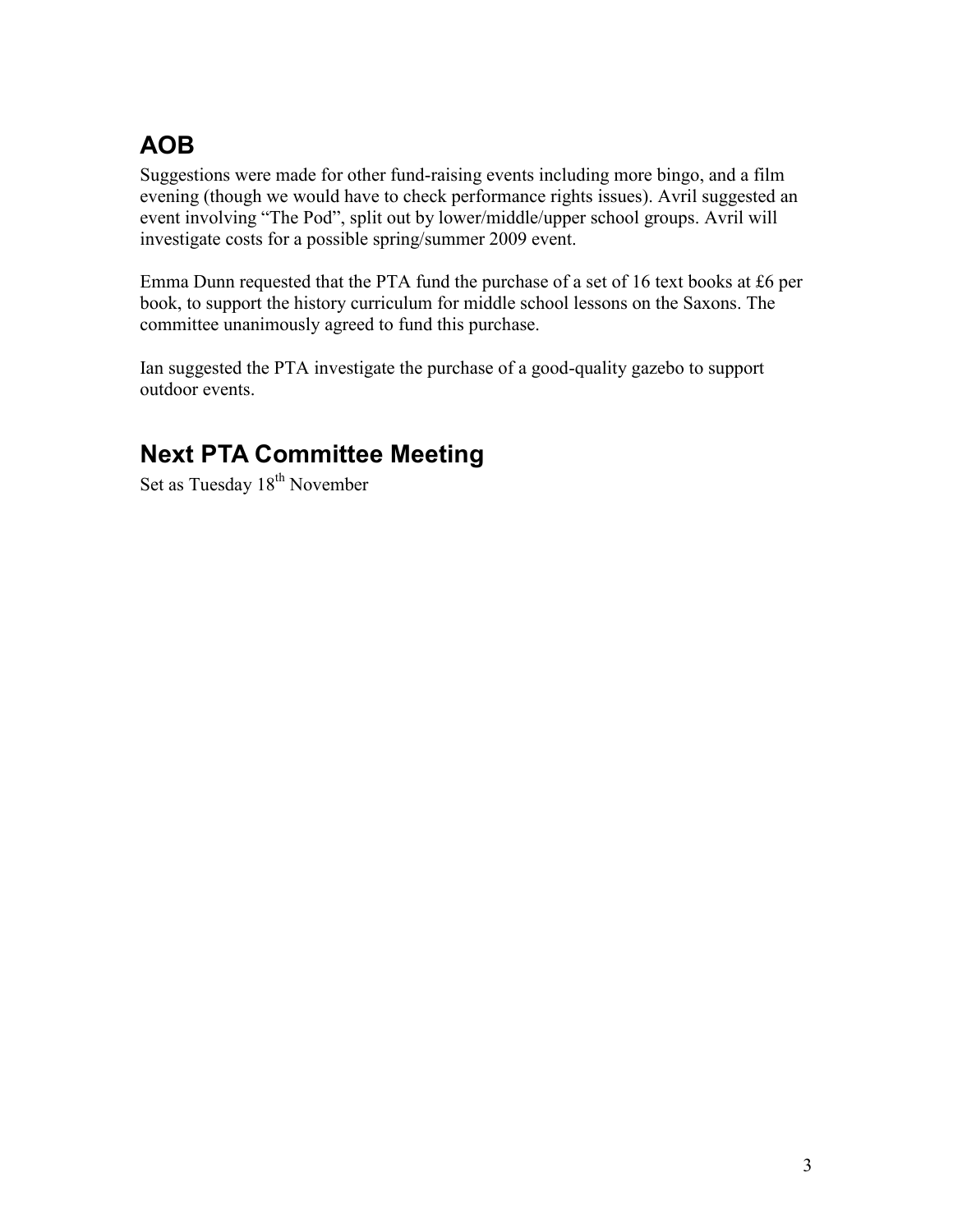## AOB

Suggestions were made for other fund-raising events including more bingo, and a film evening (though we would have to check performance rights issues). Avril suggested an event involving "The Pod", split out by lower/middle/upper school groups. Avril will investigate costs for a possible spring/summer 2009 event.

Emma Dunn requested that the PTA fund the purchase of a set of 16 text books at £6 per book, to support the history curriculum for middle school lessons on the Saxons. The committee unanimously agreed to fund this purchase.

Ian suggested the PTA investigate the purchase of a good-quality gazebo to support outdoor events.

## Next PTA Committee Meeting

Set as Tuesday 18th November